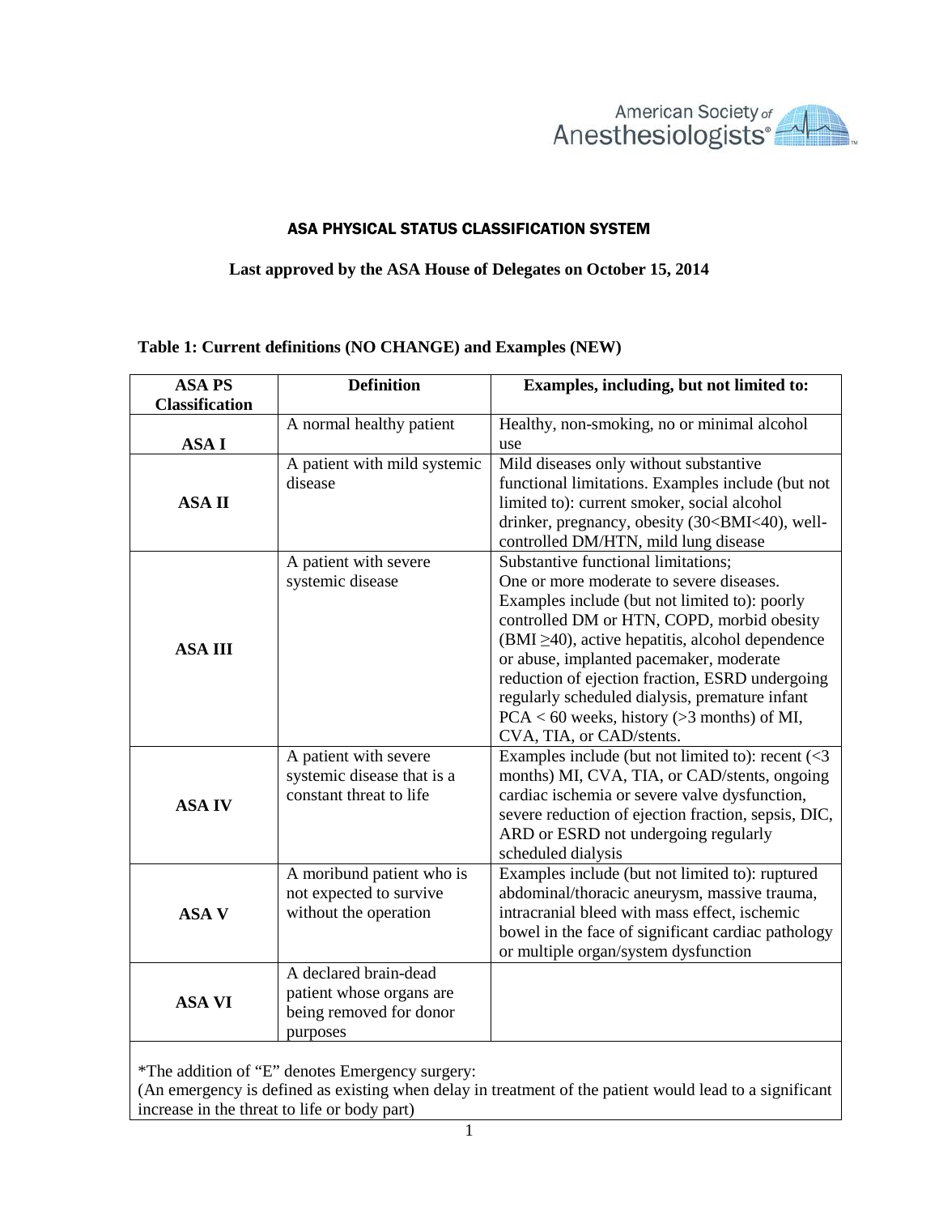American Society of Anesthesiologists

# ASA PHYSICAL STATUS CLASSIFICATION SYSTEM

**Last approved by the ASA House of Delegates on October 15, 2014**

**Table 1: Current definitions (NO CHANGE) and Examples (NEW)**

| ASA PS Classification | Definition | Examples, including, but not limited to: |
|---|---|---|
| **ASA I** | A normal healthy patient | Healthy, non-smoking, no or minimal alcohol use |
| **ASA II** | A patient with mild systemic disease | Mild diseases only without substantive functional limitations. Examples include (but not limited to): current smoker, social alcohol drinker, pregnancy, obesity (30<BMI<40), well-controlled DM/HTN, mild lung disease |
| **ASA III** | A patient with severe systemic disease | Substantive functional limitations; One or more moderate to severe diseases. Examples include (but not limited to): poorly controlled DM or HTN, COPD, morbid obesity (BMI ≥40), active hepatitis, alcohol dependence or abuse, implanted pacemaker, moderate reduction of ejection fraction, ESRD undergoing regularly scheduled dialysis, premature infant PCA < 60 weeks, history (>3 months) of MI, CVA, TIA, or CAD/stents. |
| **ASA IV** | A patient with severe systemic disease that is a constant threat to life | Examples include (but not limited to): recent (<3 months) MI, CVA, TIA, or CAD/stents, ongoing cardiac ischemia or severe valve dysfunction, severe reduction of ejection fraction, sepsis, DIC, ARD or ESRD not undergoing regularly scheduled dialysis |
| **ASA V** | A moribund patient who is not expected to survive without the operation | Examples include (but not limited to): ruptured abdominal/thoracic aneurysm, massive trauma, intracranial bleed with mass effect, ischemic bowel in the face of significant cardiac pathology or multiple organ/system dysfunction |
| **ASA VI** | A declared brain-dead patient whose organs are being removed for donor purposes | |

*The addition of "E" denotes Emergency surgery:
(An emergency is defined as existing when delay in treatment of the patient would lead to a significant increase in the threat to life or body part)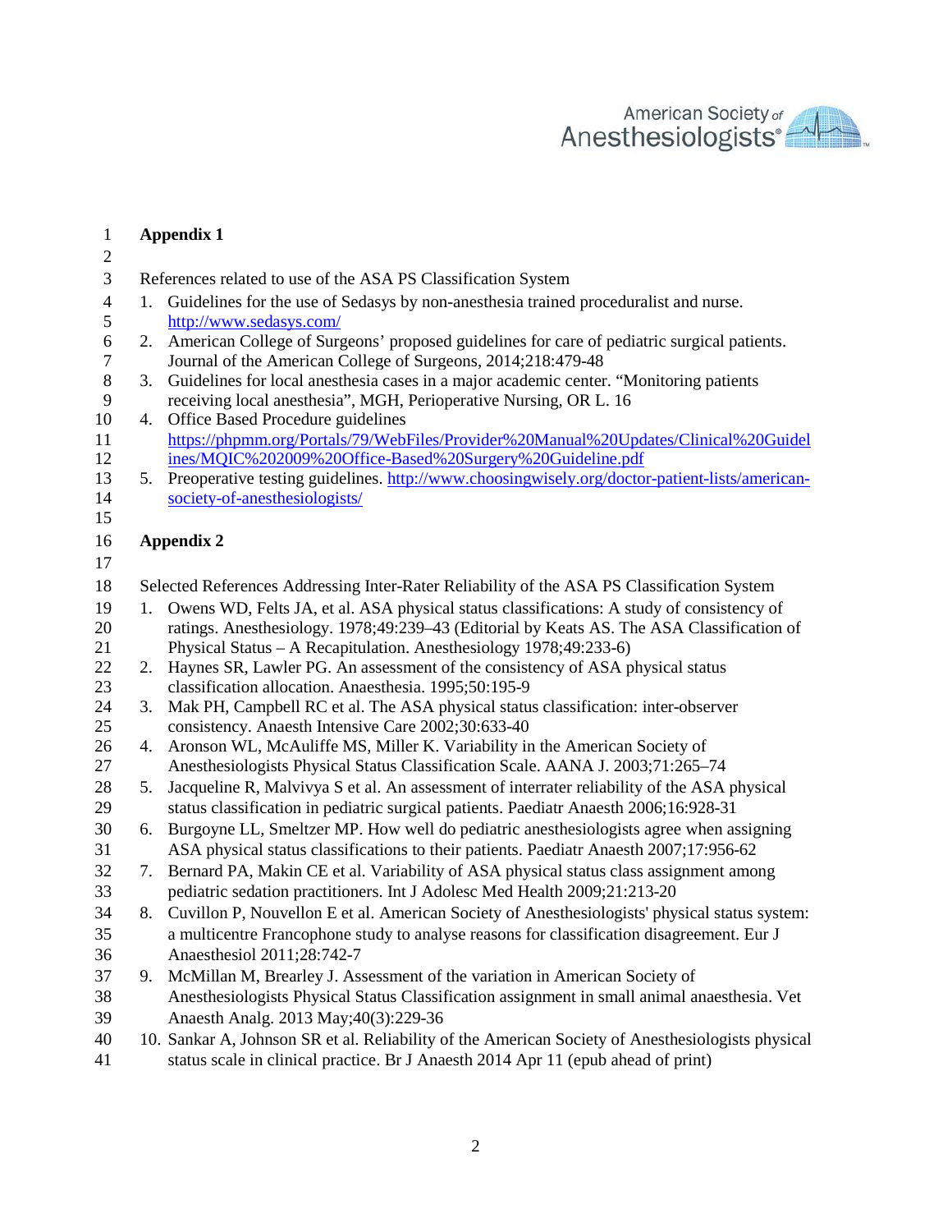**Appendix 1**

References related to use of the ASA PS Classification System

1. Guidelines for the use of Sedasys by non-anesthesia trained proceduralist and nurse. http://www.sedasys.com/
2. American College of Surgeons' proposed guidelines for care of pediatric surgical patients. Journal of the American College of Surgeons, 2014;218:479-48
3. Guidelines for local anesthesia cases in a major academic center. "Monitoring patients receiving local anesthesia", MGH, Perioperative Nursing, OR L. 16
4. Office Based Procedure guidelines https://phpmm.org/Portals/79/WebFiles/Provider%20Manual%20Updates/Clinical%20Guidelines/MQIC%202009%20Office-Based%20Surgery%20Guideline.pdf
5. Preoperative testing guidelines. http://www.choosingwisely.org/doctor-patient-lists/american-society-of-anesthesiologists/

**Appendix 2**

Selected References Addressing Inter-Rater Reliability of the ASA PS Classification System

1. Owens WD, Felts JA, et al. ASA physical status classifications: A study of consistency of ratings. Anesthesiology. 1978;49:239–43 (Editorial by Keats AS. The ASA Classification of Physical Status – A Recapitulation. Anesthesiology 1978;49:233-6)
2. Haynes SR, Lawler PG. An assessment of the consistency of ASA physical status classification allocation. Anaesthesia. 1995;50:195-9
3. Mak PH, Campbell RC et al. The ASA physical status classification: inter-observer consistency. Anaesth Intensive Care 2002;30:633-40
4. Aronson WL, McAuliffe MS, Miller K. Variability in the American Society of Anesthesiologists Physical Status Classification Scale. AANA J. 2003;71:265–74
5. Jacqueline R, Malvivya S et al. An assessment of interrater reliability of the ASA physical status classification in pediatric surgical patients. Paediatr Anaesth 2006;16:928-31
6. Burgoyne LL, Smeltzer MP. How well do pediatric anesthesiologists agree when assigning ASA physical status classifications to their patients. Paediatr Anaesth 2007;17:956-62
7. Bernard PA, Makin CE et al. Variability of ASA physical status class assignment among pediatric sedation practitioners. Int J Adolesc Med Health 2009;21:213-20
8. Cuvillon P, Nouvellon E et al. American Society of Anesthesiologists' physical status system: a multicentre Francophone study to analyse reasons for classification disagreement. Eur J Anaesthesiol 2011;28:742-7
9. McMillan M, Brearley J. Assessment of the variation in American Society of Anesthesiologists Physical Status Classification assignment in small animal anaesthesia. Vet Anaesth Analg. 2013 May;40(3):229-36
10. Sankar A, Johnson SR et al. Reliability of the American Society of Anesthesiologists physical status scale in clinical practice. Br J Anaesth 2014 Apr 11 (epub ahead of print)